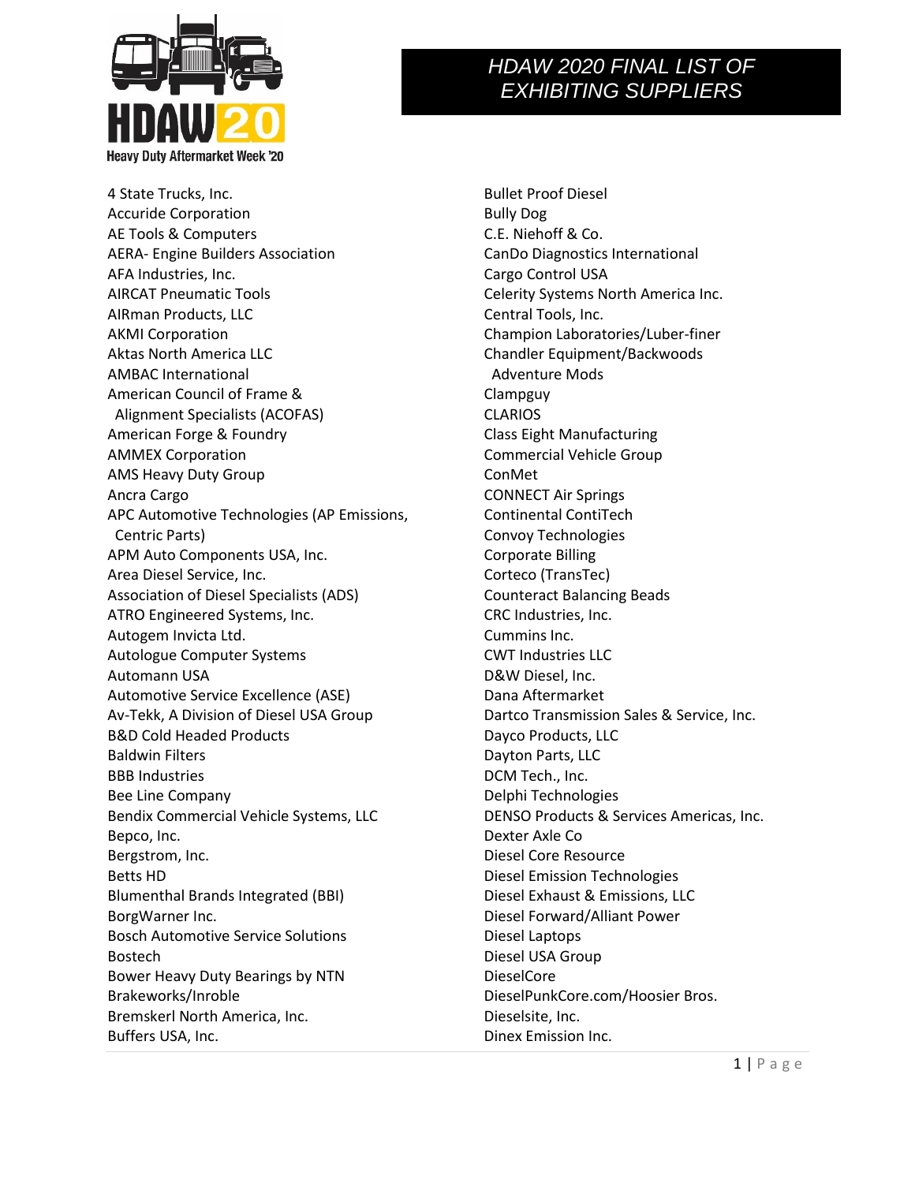# HDAW 2020 FINAL LIST OF EXHIBITING SUPPLIERS

4 State Trucks, Inc.
Accuride Corporation
AE Tools & Computers
AERA- Engine Builders Association
AFA Industries, Inc.
AIRCAT Pneumatic Tools
AIRman Products, LLC
AKMI Corporation
Aktas North America LLC
AMBAC International
American Council of Frame & Alignment Specialists (ACOFAS)
American Forge & Foundry
AMMEX Corporation
AMS Heavy Duty Group
Ancra Cargo
APC Automotive Technologies (AP Emissions, Centric Parts)
APM Auto Components USA, Inc.
Area Diesel Service, Inc.
Association of Diesel Specialists (ADS)
ATRO Engineered Systems, Inc.
Autogem Invicta Ltd.
Autologue Computer Systems
Automann USA
Automotive Service Excellence (ASE)
Av-Tekk, A Division of Diesel USA Group
B&D Cold Headed Products
Baldwin Filters
BBB Industries
Bee Line Company
Bendix Commercial Vehicle Systems, LLC
Bepco, Inc.
Bergstrom, Inc.
Betts HD
Blumenthal Brands Integrated (BBI)
BorgWarner Inc.
Bosch Automotive Service Solutions
Bostech
Bower Heavy Duty Bearings by NTN
Brakeworks/Inroble
Bremskerl North America, Inc.
Buffers USA, Inc.
Bullet Proof Diesel
Bully Dog
C.E. Niehoff & Co.
CanDo Diagnostics International
Cargo Control USA
Celerity Systems North America Inc.
Central Tools, Inc.
Champion Laboratories/Luber-finer
Chandler Equipment/Backwoods Adventure Mods
Clampguy
CLARIOS
Class Eight Manufacturing
Commercial Vehicle Group
ConMet
CONNECT Air Springs
Continental ContiTech
Convoy Technologies
Corporate Billing
Corteco (TransTec)
Counteract Balancing Beads
CRC Industries, Inc.
Cummins Inc.
CWT Industries LLC
D&W Diesel, Inc.
Dana Aftermarket
Dartco Transmission Sales & Service, Inc.
Dayco Products, LLC
Dayton Parts, LLC
DCM Tech., Inc.
Delphi Technologies
DENSO Products & Services Americas, Inc.
Dexter Axle Co
Diesel Core Resource
Diesel Emission Technologies
Diesel Exhaust & Emissions, LLC
Diesel Forward/Alliant Power
Diesel Laptops
Diesel USA Group
DieselCore
DieselPunkCore.com/Hoosier Bros.
Dieselsite, Inc.
Dinex Emission Inc.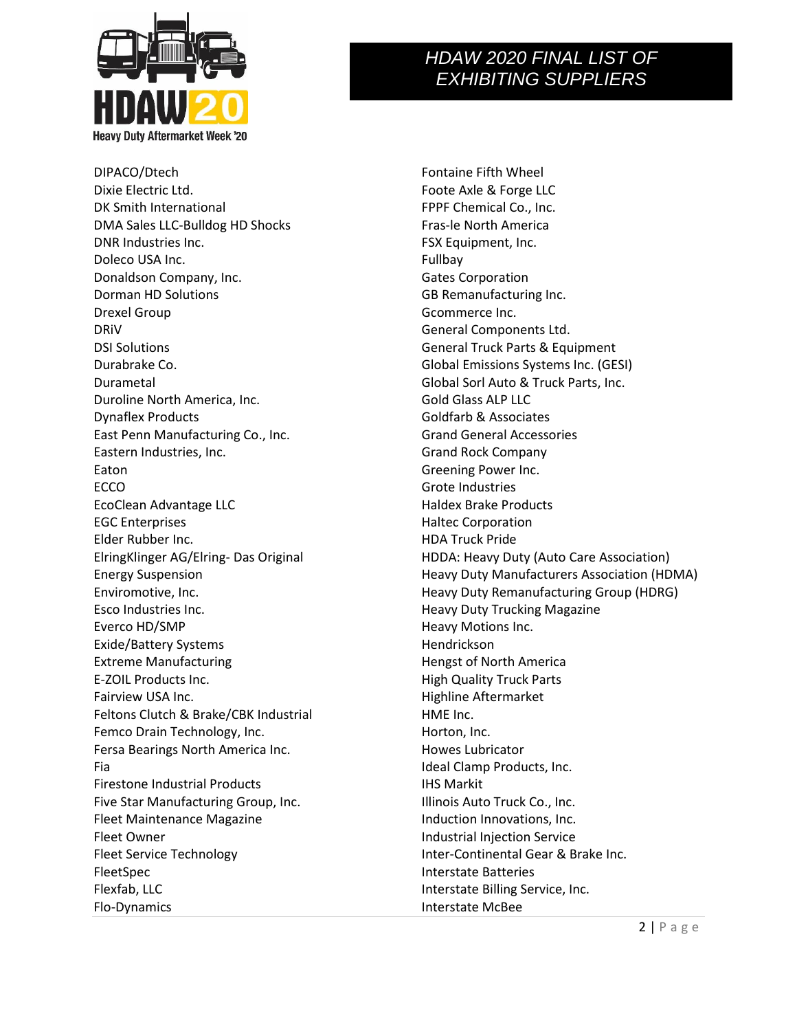# HDAW 2020 FINAL LIST OF EXHIBITING SUPPLIERS

DIPACO/Dtech
Dixie Electric Ltd.
DK Smith International
DMA Sales LLC-Bulldog HD Shocks
DNR Industries Inc.
Doleco USA Inc.
Donaldson Company, Inc.
Dorman HD Solutions
Drexel Group
DRiV
DSI Solutions
Durabrake Co.
Durametal
Duroline North America, Inc.
Dynaflex Products
East Penn Manufacturing Co., Inc.
Eastern Industries, Inc.
Eaton
ECCO
EcoClean Advantage LLC
EGC Enterprises
Elder Rubber Inc.
ElringKlinger AG/Elring- Das Original
Energy Suspension
Enviromotive, Inc.
Esco Industries Inc.
Everco HD/SMP
Exide/Battery Systems
Extreme Manufacturing
E-ZOIL Products Inc.
Fairview USA Inc.
Feltons Clutch & Brake/CBK Industrial
Femco Drain Technology, Inc.
Fersa Bearings North America Inc.
Fia
Firestone Industrial Products
Five Star Manufacturing Group, Inc.
Fleet Maintenance Magazine
Fleet Owner
Fleet Service Technology
FleetSpec
Flexfab, LLC
Flo-Dynamics
Fontaine Fifth Wheel
Foote Axle & Forge LLC
FPPF Chemical Co., Inc.
Fras-le North America
FSX Equipment, Inc.
Fullbay
Gates Corporation
GB Remanufacturing Inc.
Gcommerce Inc.
General Components Ltd.
General Truck Parts & Equipment
Global Emissions Systems Inc. (GESI)
Global Sorl Auto & Truck Parts, Inc.
Gold Glass ALP LLC
Goldfarb & Associates
Grand General Accessories
Grand Rock Company
Greening Power Inc.
Grote Industries
Haldex Brake Products
Haltec Corporation
HDA Truck Pride
HDDA: Heavy Duty (Auto Care Association)
Heavy Duty Manufacturers Association (HDMA)
Heavy Duty Remanufacturing Group (HDRG)
Heavy Duty Trucking Magazine
Heavy Motions Inc.
Hendrickson
Hengst of North America
High Quality Truck Parts
Highline Aftermarket
HME Inc.
Horton, Inc.
Howes Lubricator
Ideal Clamp Products, Inc.
IHS Markit
Illinois Auto Truck Co., Inc.
Induction Innovations, Inc.
Industrial Injection Service
Inter-Continental Gear & Brake Inc.
Interstate Batteries
Interstate Billing Service, Inc.
Interstate McBee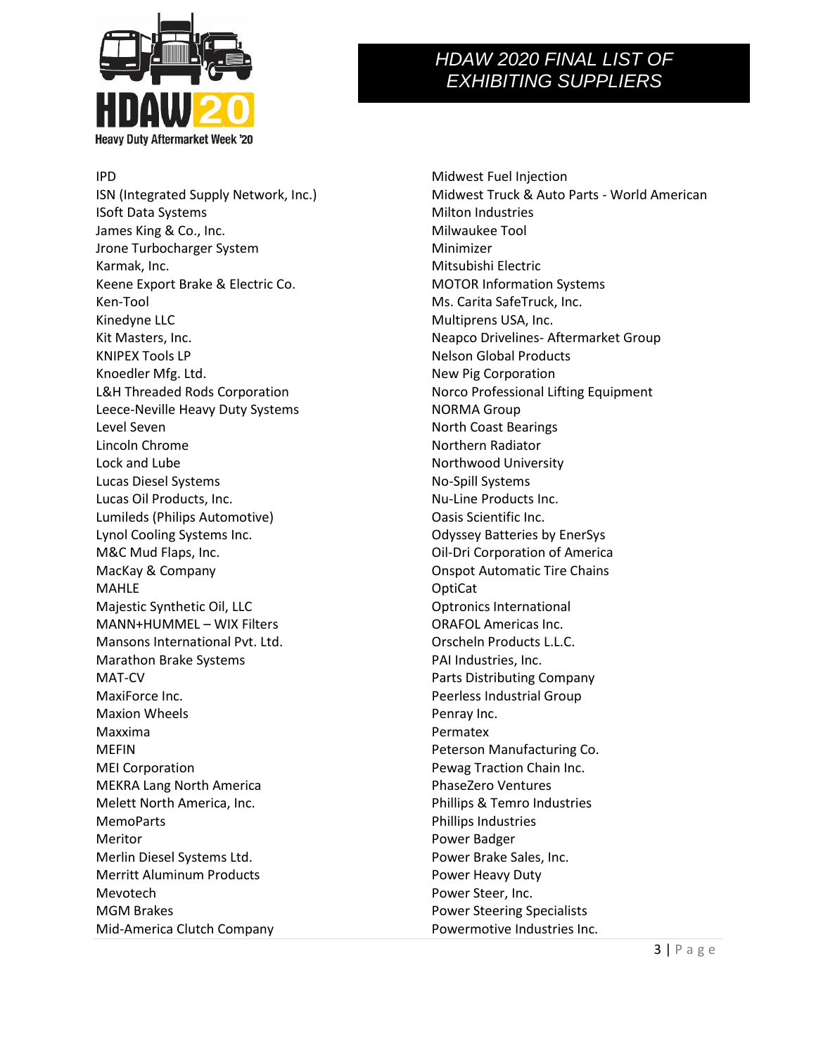# HDAW 2020 FINAL LIST OF EXHIBITING SUPPLIERS

IPD
ISN (Integrated Supply Network, Inc.)
ISoft Data Systems
James King & Co., Inc.
Jrone Turbocharger System
Karmak, Inc.
Keene Export Brake & Electric Co.
Ken-Tool
Kinedyne LLC
Kit Masters, Inc.
KNIPEX Tools LP
Knoedler Mfg. Ltd.
L&H Threaded Rods Corporation
Leece-Neville Heavy Duty Systems
Level Seven
Lincoln Chrome
Lock and Lube
Lucas Diesel Systems
Lucas Oil Products, Inc.
Lumileds (Philips Automotive)
Lynol Cooling Systems Inc.
M&C Mud Flaps, Inc.
MacKay & Company
MAHLE
Majestic Synthetic Oil, LLC
MANN+HUMMEL – WIX Filters
Mansons International Pvt. Ltd.
Marathon Brake Systems
MAT-CV
MaxiForce Inc.
Maxion Wheels
Maxxima
MEFIN
MEI Corporation
MEKRA Lang North America
Melett North America, Inc.
MemoParts
Meritor
Merlin Diesel Systems Ltd.
Merritt Aluminum Products
Mevotech
MGM Brakes
Mid-America Clutch Company
Midwest Fuel Injection
Midwest Truck & Auto Parts - World American
Milton Industries
Milwaukee Tool
Minimizer
Mitsubishi Electric
MOTOR Information Systems
Ms. Carita SafeTruck, Inc.
Multiprens USA, Inc.
Neapco Drivelines- Aftermarket Group
Nelson Global Products
New Pig Corporation
Norco Professional Lifting Equipment
NORMA Group
North Coast Bearings
Northern Radiator
Northwood University
No-Spill Systems
Nu-Line Products Inc.
Oasis Scientific Inc.
Odyssey Batteries by EnerSys
Oil-Dri Corporation of America
Onspot Automatic Tire Chains
OptiCat
Optronics International
ORAFOL Americas Inc.
Orscheln Products L.L.C.
PAI Industries, Inc.
Parts Distributing Company
Peerless Industrial Group
Penray Inc.
Permatex
Peterson Manufacturing Co.
Pewag Traction Chain Inc.
PhaseZero Ventures
Phillips & Temro Industries
Phillips Industries
Power Badger
Power Brake Sales, Inc.
Power Heavy Duty
Power Steer, Inc.
Power Steering Specialists
Powermotive Industries Inc.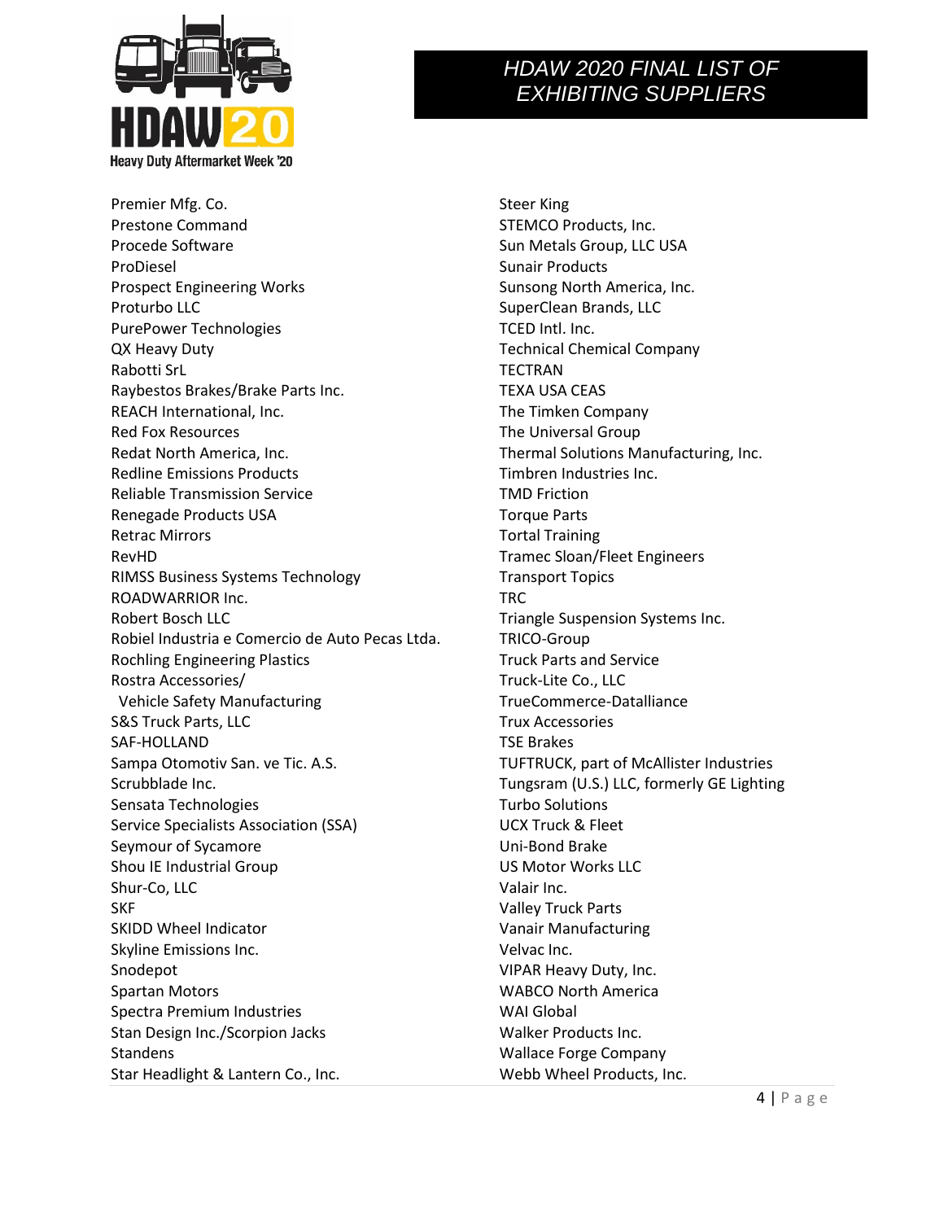# HDAW 2020 FINAL LIST OF EXHIBITING SUPPLIERS

Premier Mfg. Co.
Prestone Command
Procede Software
ProDiesel
Prospect Engineering Works
Proturbo LLC
PurePower Technologies
QX Heavy Duty
Rabotti SrL
Raybestos Brakes/Brake Parts Inc.
REACH International, Inc.
Red Fox Resources
Redat North America, Inc.
Redline Emissions Products
Reliable Transmission Service
Renegade Products USA
Retrac Mirrors
RevHD
RIMSS Business Systems Technology
ROADWARRIOR Inc.
Robert Bosch LLC
Robiel Industria e Comercio de Auto Pecas Ltda.
Rochling Engineering Plastics
Rostra Accessories/
Vehicle Safety Manufacturing
S&S Truck Parts, LLC
SAF-HOLLAND
Sampa Otomotiv San. ve Tic. A.S.
Scrubblade Inc.
Sensata Technologies
Service Specialists Association (SSA)
Seymour of Sycamore
Shou IE Industrial Group
Shur-Co, LLC
SKF
SKIDD Wheel Indicator
Skyline Emissions Inc.
Snodepot
Spartan Motors
Spectra Premium Industries
Stan Design Inc./Scorpion Jacks
Standens
Star Headlight & Lantern Co., Inc.
Steer King
STEMCO Products, Inc.
Sun Metals Group, LLC USA
Sunair Products
Sunsong North America, Inc.
SuperClean Brands, LLC
TCED Intl. Inc.
Technical Chemical Company
TECTRAN
TEXA USA CEAS
The Timken Company
The Universal Group
Thermal Solutions Manufacturing, Inc.
Timbren Industries Inc.
TMD Friction
Torque Parts
Tortal Training
Tramec Sloan/Fleet Engineers
Transport Topics
TRC
Triangle Suspension Systems Inc.
TRICO-Group
Truck Parts and Service
Truck-Lite Co., LLC
TrueCommerce-Datalliance
Trux Accessories
TSE Brakes
TUFTRUCK, part of McAllister Industries
Tungsram (U.S.) LLC, formerly GE Lighting
Turbo Solutions
UCX Truck & Fleet
Uni-Bond Brake
US Motor Works LLC
Valair Inc.
Valley Truck Parts
Vanair Manufacturing
Velvac Inc.
VIPAR Heavy Duty, Inc.
WABCO North America
WAI Global
Walker Products Inc.
Wallace Forge Company
Webb Wheel Products, Inc.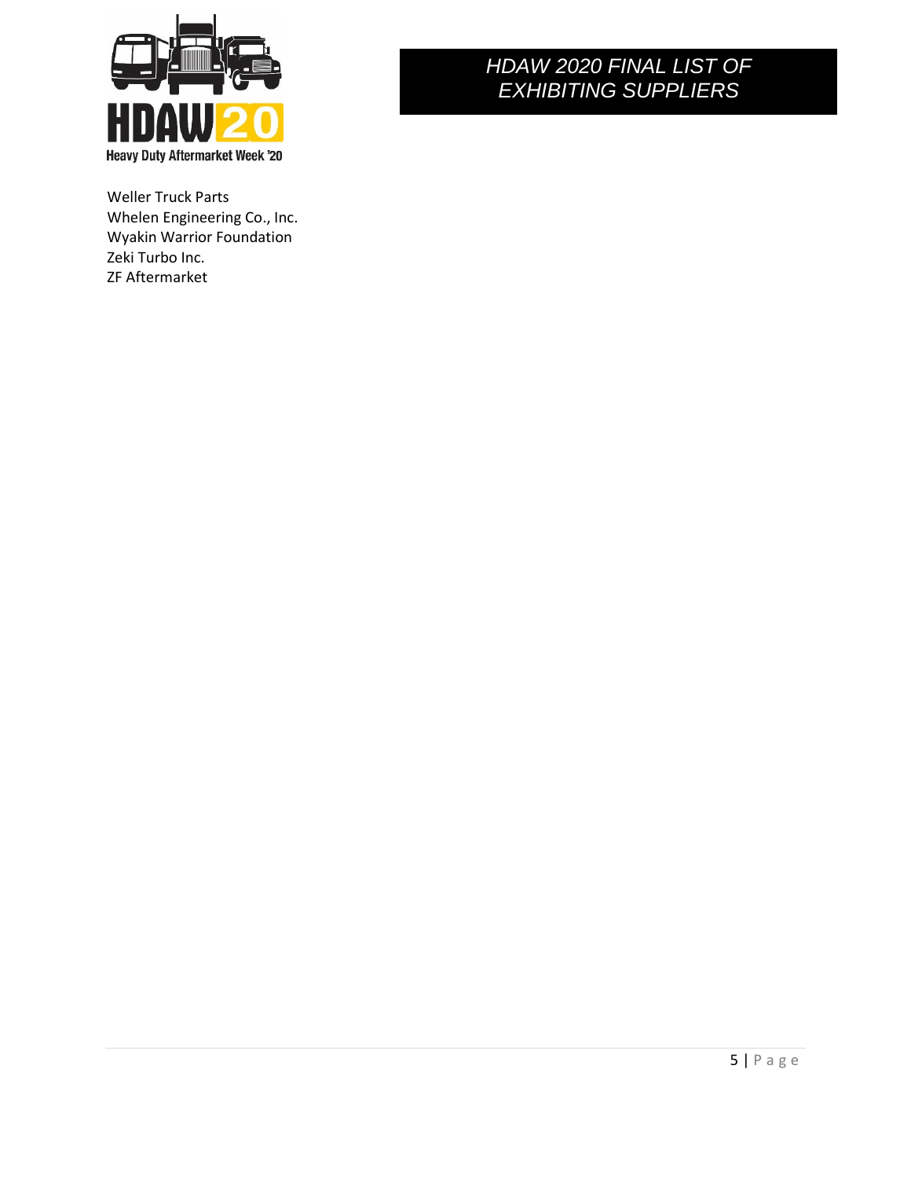Weller Truck Parts
Whelen Engineering Co., Inc.
Wyakin Warrior Foundation
Zeki Turbo Inc.
ZF Aftermarket